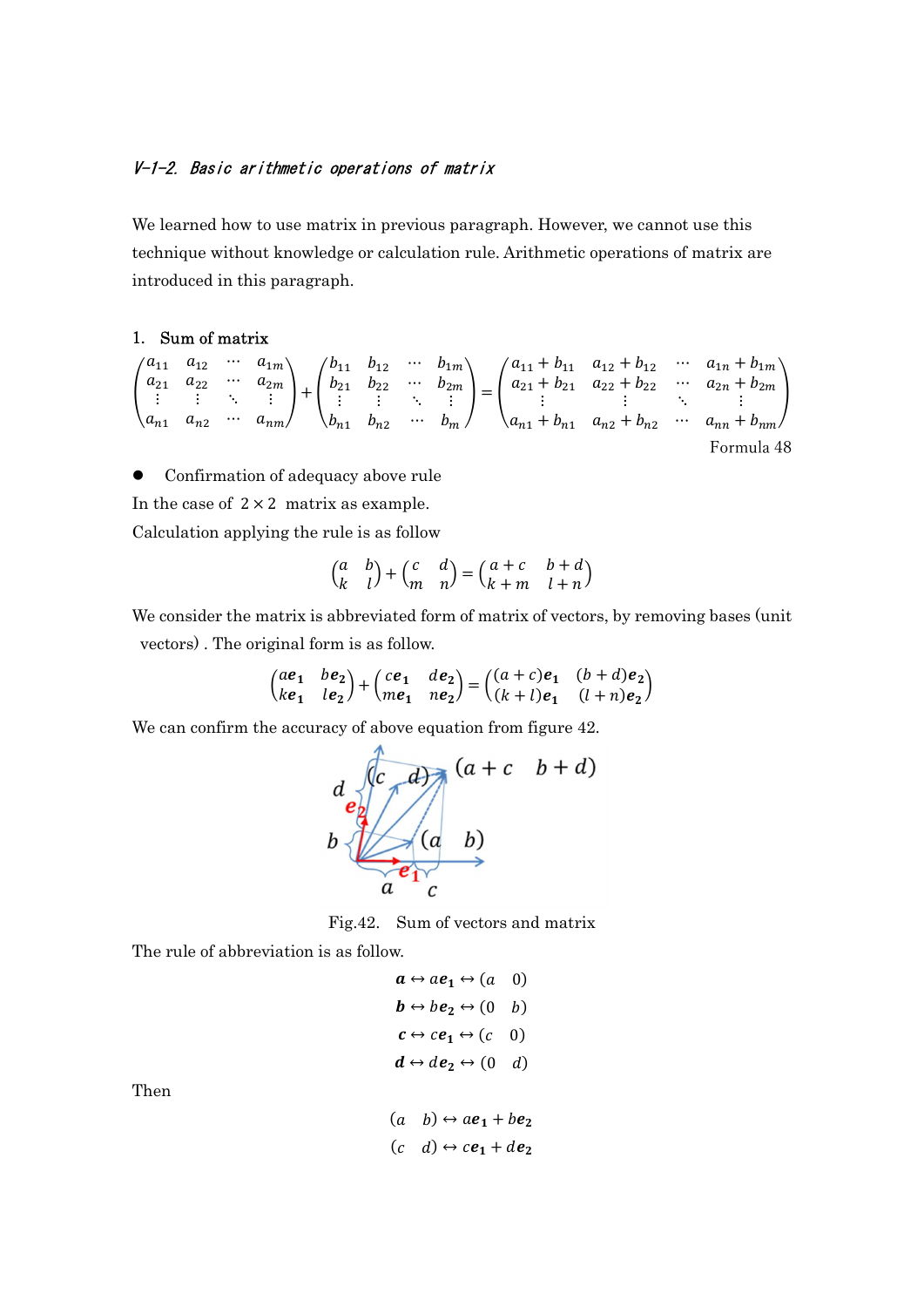### *V-1-2. Basic arithmetic operations of matrix*

We learned how to use matrix in previous paragraph. However, we cannot use this technique without knowledge or calculation rule. Arithmetic operations of matrix are introduced in this paragraph.

1. Sum of matrix

$$\begin{pmatrix} a_{11} & a_{12} & \cdots & a_{1m} \\ a_{21} & a_{22} & \cdots & a_{2m} \\ \vdots & \vdots & \ddots & \vdots \\ a_{n1} & a_{n2} & \cdots & a_{nm} \end{pmatrix} + \begin{pmatrix} b_{11} & b_{12} & \cdots & b_{1m} \\ b_{21} & b_{22} & \cdots & b_{2m} \\ \vdots & \vdots & \ddots & \vdots \\ b_{n1} & b_{n2} & \cdots & b_{m} \end{pmatrix} = \begin{pmatrix} a_{11}+b_{11} & a_{12}+b_{12} & \cdots & a_{1n}+b_{1m} \\ a_{21}+b_{21} & a_{22}+b_{22} & \cdots & a_{2n}+b_{2m} \\ \vdots & \vdots & \ddots & \vdots \\ a_{n1}+b_{n1} & a_{n2}+b_{n2} & \cdots & a_{nn}+b_{nm} \end{pmatrix}$$

Formula 48

- Confirmation of adequacy above rule

In the case of $2 \times 2$ matrix as example.

Calculation applying the rule is as follow

$$\begin{pmatrix} a & b \\ k & l \end{pmatrix} + \begin{pmatrix} c & d \\ m & n \end{pmatrix} = \begin{pmatrix} a+c & b+d \\ k+m & l+n \end{pmatrix}$$

We consider the matrix is abbreviated form of matrix of vectors, by removing bases (unit vectors) . The original form is as follow.

$$\begin{pmatrix} a\boldsymbol{e_1} & b\boldsymbol{e_2} \\ k\boldsymbol{e_1} & l\boldsymbol{e_2} \end{pmatrix} + \begin{pmatrix} c\boldsymbol{e_1} & d\boldsymbol{e_2} \\ m\boldsymbol{e_1} & n\boldsymbol{e_2} \end{pmatrix} = \begin{pmatrix} (a+c)\boldsymbol{e_1} & (b+d)\boldsymbol{e_2} \\ (k+l)\boldsymbol{e_1} & (l+n)\boldsymbol{e_2} \end{pmatrix}$$

We can confirm the accuracy of above equation from figure 42.

Fig.42. Sum of vectors and matrix

The rule of abbreviation is as follow.

$$\boldsymbol{a} \leftrightarrow a\boldsymbol{e_1} \leftrightarrow (a \quad 0)$$
$$\boldsymbol{b} \leftrightarrow b\boldsymbol{e_2} \leftrightarrow (0 \quad b)$$
$$\boldsymbol{c} \leftrightarrow c\boldsymbol{e_1} \leftrightarrow (c \quad 0)$$
$$\boldsymbol{d} \leftrightarrow d\boldsymbol{e_2} \leftrightarrow (0 \quad d)$$

Then

$$(a \quad b) \leftrightarrow a\boldsymbol{e_1} + b\boldsymbol{e_2}$$
$$(c \quad d) \leftrightarrow c\boldsymbol{e_1} + d\boldsymbol{e_2}$$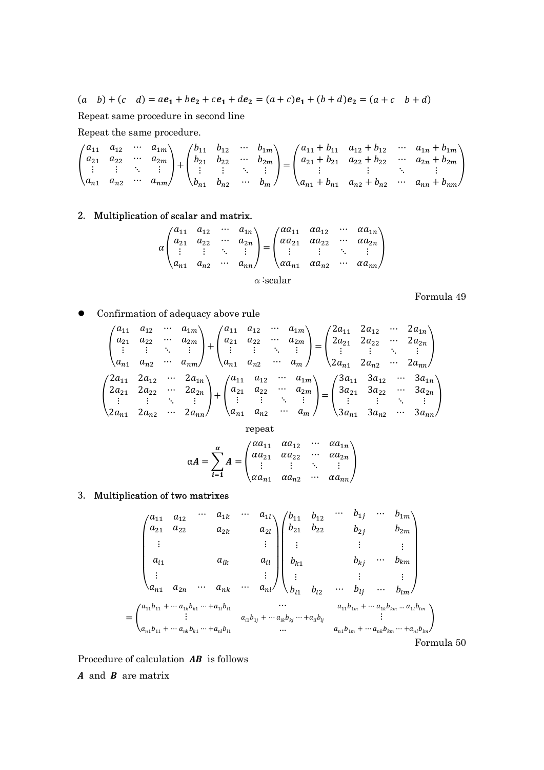$(a \quad b) + (c \quad d) = a\boldsymbol{e_1} + b\boldsymbol{e_2} + c\boldsymbol{e_1} + d\boldsymbol{e_2} = (a+c)\boldsymbol{e_1} + (b+d)\boldsymbol{e_2} = (a+c \quad b+d)$

Repeat same procedure in second line

Repeat the same procedure.

$$
\begin{pmatrix} a_{11} & a_{12} & \cdots & a_{1m} \\ a_{21} & a_{22} & \cdots & a_{2m} \\ \vdots & \vdots & \ddots & \vdots \\ a_{n1} & a_{n2} & \cdots & a_{nm} \end{pmatrix} + \begin{pmatrix} b_{11} & b_{12} & \cdots & b_{1m} \\ b_{21} & b_{22} & \cdots & b_{2m} \\ \vdots & \vdots & \ddots & \vdots \\ b_{n1} & b_{n2} & \cdots & b_{m} \end{pmatrix} = \begin{pmatrix} a_{11}+b_{11} & a_{12}+b_{12} & \cdots & a_{1n}+b_{1m} \\ a_{21}+b_{21} & a_{22}+b_{22} & \cdots & a_{2n}+b_{2m} \\ \vdots & \vdots & \ddots & \vdots \\ a_{n1}+b_{n1} & a_{n2}+b_{n2} & \cdots & a_{nn}+b_{nm} \end{pmatrix}
$$

## 2. Multiplication of scalar and matrix.

$$
\alpha \begin{pmatrix} a_{11} & a_{12} & \cdots & a_{1n} \\ a_{21} & a_{22} & \cdots & a_{2n} \\ \vdots & \vdots & \ddots & \vdots \\ a_{n1} & a_{n2} & \cdots & a_{nn} \end{pmatrix} = \begin{pmatrix} \alpha a_{11} & \alpha a_{12} & \cdots & \alpha a_{1n} \\ \alpha a_{21} & \alpha a_{22} & \cdots & \alpha a_{2n} \\ \vdots & \vdots & \ddots & \vdots \\ \alpha a_{n1} & \alpha a_{n2} & \cdots & \alpha a_{nn} \end{pmatrix}
$$

$\alpha$ :scalar

Formula 49

- Confirmation of adequacy above rule

$$
\begin{pmatrix} a_{11} & a_{12} & \cdots & a_{1m} \\ a_{21} & a_{22} & \cdots & a_{2m} \\ \vdots & \vdots & \ddots & \vdots \\ a_{n1} & a_{n2} & \cdots & a_{nm} \end{pmatrix} + \begin{pmatrix} a_{11} & a_{12} & \cdots & a_{1m} \\ a_{21} & a_{22} & \cdots & a_{2m} \\ \vdots & \vdots & \ddots & \vdots \\ a_{n1} & a_{n2} & \cdots & a_{m} \end{pmatrix} = \begin{pmatrix} 2a_{11} & 2a_{12} & \cdots & 2a_{1n} \\ 2a_{21} & 2a_{22} & \cdots & 2a_{2n} \\ \vdots & \vdots & \ddots & \vdots \\ 2a_{n1} & 2a_{n2} & \cdots & 2a_{nn} \end{pmatrix}
$$

$$
\begin{pmatrix} 2a_{11} & 2a_{12} & \cdots & 2a_{1n} \\ 2a_{21} & 2a_{22} & \cdots & 2a_{2n} \\ \vdots & \vdots & \ddots & \vdots \\ 2a_{n1} & 2a_{n2} & \cdots & 2a_{nn} \end{pmatrix} + \begin{pmatrix} a_{11} & a_{12} & \cdots & a_{1m} \\ a_{21} & a_{22} & \cdots & a_{2m} \\ \vdots & \vdots & \ddots & \vdots \\ a_{n1} & a_{n2} & \cdots & a_{m} \end{pmatrix} = \begin{pmatrix} 3a_{11} & 3a_{12} & \cdots & 3a_{1n} \\ 3a_{21} & 3a_{22} & \cdots & 3a_{2n} \\ \vdots & \vdots & \ddots & \vdots \\ 3a_{n1} & 3a_{n2} & \cdots & 3a_{nn} \end{pmatrix}
$$

repeat

$$
\alpha \boldsymbol{A} = \sum_{i=1}^{\alpha} \boldsymbol{A} = \begin{pmatrix} \alpha a_{11} & \alpha a_{12} & \cdots & \alpha a_{1n} \\ \alpha a_{21} & \alpha a_{22} & \cdots & \alpha a_{2n} \\ \vdots & \vdots & \ddots & \vdots \\ \alpha a_{n1} & \alpha a_{n2} & \cdots & \alpha a_{nn} \end{pmatrix}
$$

## 3. Multiplication of two matrixes

$$
\begin{pmatrix} a_{11} & a_{12} & \cdots & a_{1k} & \cdots & a_{1l} \\ a_{21} & a_{22} & & a_{2k} & & a_{2l} \\ \vdots & & & & & \vdots \\ a_{i1} & & & a_{ik} & & a_{il} \\ \vdots & & & & & \vdots \\ a_{n1} & a_{2n} & \cdots & a_{nk} & \cdots & a_{nl} \end{pmatrix} \begin{pmatrix} b_{11} & b_{12} & \cdots & b_{1j} & \cdots & b_{1m} \\ b_{21} & b_{22} & & b_{2j} & & b_{2m} \\ \vdots & & & \vdots & & \vdots \\ b_{k1} & & & b_{kj} & \cdots & b_{km} \\ \vdots & & & \vdots & & \vdots \\ b_{l1} & b_{l2} & \cdots & b_{lj} & \cdots & b_{lm} \end{pmatrix}
$$

$$
= \begin{pmatrix} a_{11}b_{11} + \cdots a_{1k}b_{k1} \cdots + a_{1l}b_{l1} & \cdots & a_{11}b_{1m} + \cdots a_{1k}b_{km} \ldots a_{1l}b_{lm} \\ \vdots & a_{i1}b_{1j} + \cdots a_{ik}b_{kj} \cdots + a_{il}b_{lj} & \vdots \\ a_{n1}b_{11} + \cdots a_{nk}b_{k1} \cdots + a_{nl}b_{l1} & \cdots & a_{n1}b_{1m} + \cdots a_{nk}b_{km} \cdots + a_{nl}b_{lm} \end{pmatrix}
$$

Formula 50

Procedure of calculation $\boldsymbol{AB}$ is follows

$\boldsymbol{A}$ and $\boldsymbol{B}$ are matrix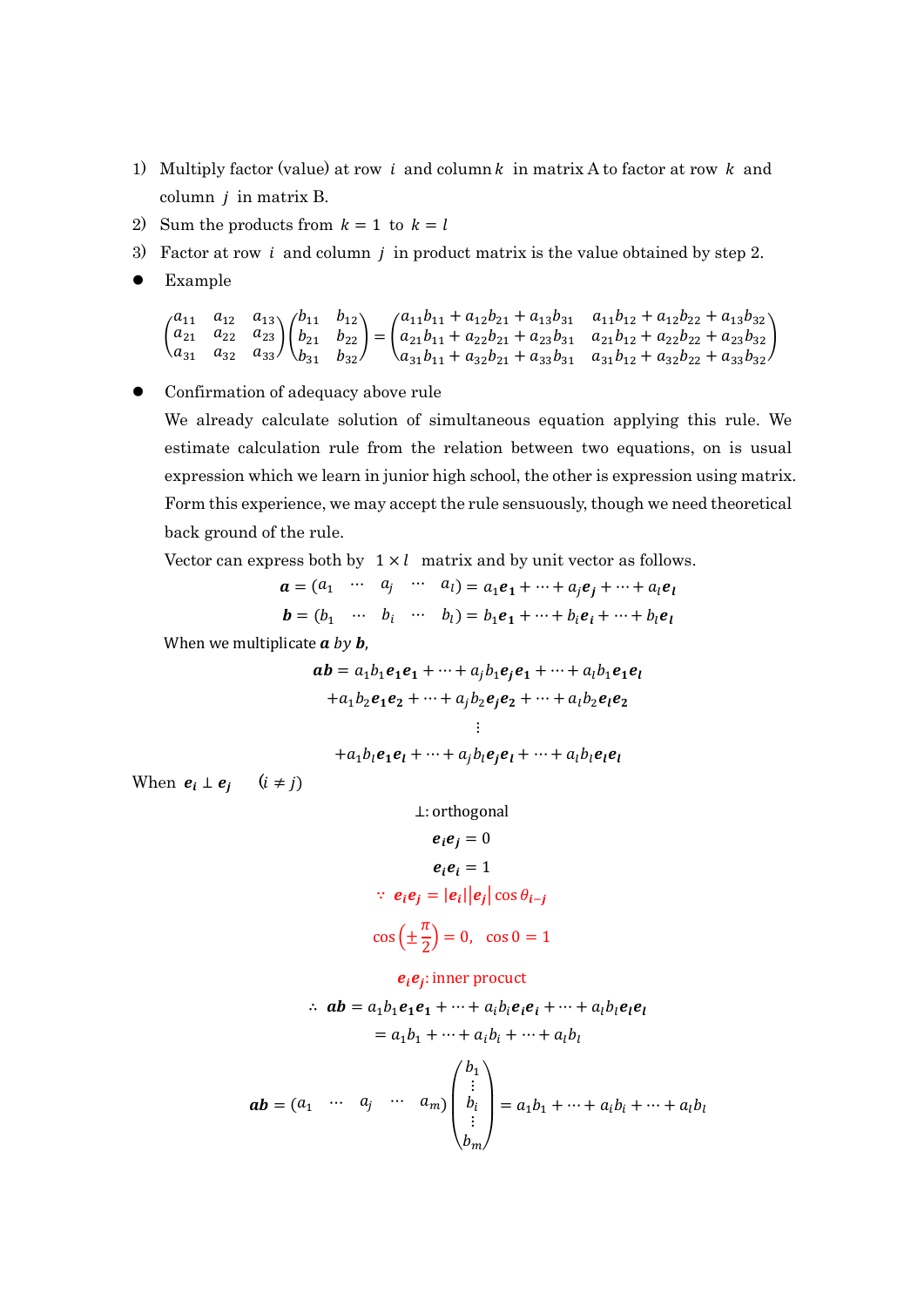1) Multiply factor (value) at row $i$ and column $k$ in matrix A to factor at row $k$ and column $j$ in matrix B.
2) Sum the products from $k = 1$ to $k = l$
3) Factor at row $i$ and column $j$ in product matrix is the value obtained by step 2.

- Example

$$\begin{pmatrix} a_{11} & a_{12} & a_{13} \\ a_{21} & a_{22} & a_{23} \\ a_{31} & a_{32} & a_{33} \end{pmatrix} \begin{pmatrix} b_{11} & b_{12} \\ b_{21} & b_{22} \\ b_{31} & b_{32} \end{pmatrix} = \begin{pmatrix} a_{11}b_{11} + a_{12}b_{21} + a_{13}b_{31} & a_{11}b_{12} + a_{12}b_{22} + a_{13}b_{32} \\ a_{21}b_{11} + a_{22}b_{21} + a_{23}b_{31} & a_{21}b_{12} + a_{22}b_{22} + a_{23}b_{32} \\ a_{31}b_{11} + a_{32}b_{21} + a_{33}b_{31} & a_{31}b_{12} + a_{32}b_{22} + a_{33}b_{32} \end{pmatrix}$$

- Confirmation of adequacy above rule

We already calculate solution of simultaneous equation applying this rule. We estimate calculation rule from the relation between two equations, on is usual expression which we learn in junior high school, the other is expression using matrix. Form this experience, we may accept the rule sensuously, though we need theoretical back ground of the rule.

Vector can express both by $1 \times l$ matrix and by unit vector as follows.

$$\boldsymbol{a} = (a_1 \quad \cdots \quad a_j \quad \cdots \quad a_l) = a_1\boldsymbol{e_1} + \cdots + a_j\boldsymbol{e_j} + \cdots + a_l\boldsymbol{e_l}$$

$$\boldsymbol{b} = (b_1 \quad \cdots \quad b_i \quad \cdots \quad b_l) = b_1\boldsymbol{e_1} + \cdots + b_i\boldsymbol{e_i} + \cdots + b_l\boldsymbol{e_l}$$

When we multiplicate $\boldsymbol{a}$ by $\boldsymbol{b}$,

$$\boldsymbol{ab} = a_1b_1\boldsymbol{e_1}\boldsymbol{e_1} + \cdots + a_jb_1\boldsymbol{e_j}\boldsymbol{e_1} + \cdots + a_lb_1\boldsymbol{e_1}\boldsymbol{e_l}$$
$$+a_1b_2\boldsymbol{e_1}\boldsymbol{e_2} + \cdots + a_jb_2\boldsymbol{e_j}\boldsymbol{e_2} + \cdots + a_lb_2\boldsymbol{e_l}\boldsymbol{e_2}$$
$$\vdots$$
$$+a_1b_l\boldsymbol{e_1}\boldsymbol{e_l} + \cdots + a_jb_l\boldsymbol{e_j}\boldsymbol{e_l} + \cdots + a_lb_l\boldsymbol{e_l}\boldsymbol{e_l}$$

When $\boldsymbol{e_i} \perp \boldsymbol{e_j}$ $\quad (i \neq j)$

$\perp$: orthogonal

$$\boldsymbol{e_i}\boldsymbol{e_j} = 0$$

$$\boldsymbol{e_i}\boldsymbol{e_i} = 1$$

$$\because \ \boldsymbol{e_i}\boldsymbol{e_j} = |\boldsymbol{e_i}||\boldsymbol{e_j}|\cos\theta_{i-j}$$

$$\cos\left(\pm\frac{\pi}{2}\right) = 0, \quad \cos 0 = 1$$

$\boldsymbol{e_i}\boldsymbol{e_j}$: inner procuct

$$\therefore \ \boldsymbol{ab} = a_1b_1\boldsymbol{e_1}\boldsymbol{e_1} + \cdots + a_ib_i\boldsymbol{e_i}\boldsymbol{e_i} + \cdots + a_lb_l\boldsymbol{e_l}\boldsymbol{e_l}$$
$$= a_1b_1 + \cdots + a_ib_i + \cdots + a_lb_l$$

$$\boldsymbol{ab} = (a_1 \quad \cdots \quad a_j \quad \cdots \quad a_m) \begin{pmatrix} b_1 \\ \vdots \\ b_i \\ \vdots \\ b_m \end{pmatrix} = a_1b_1 + \cdots + a_ib_i + \cdots + a_lb_l$$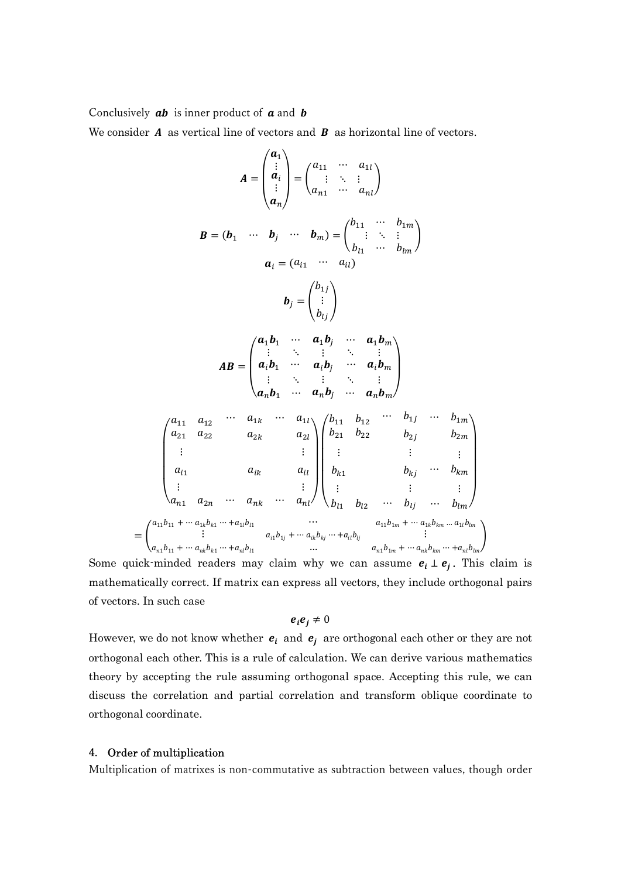Conclusively $\boldsymbol{ab}$ is inner product of $\boldsymbol{a}$ and $\boldsymbol{b}$

We consider $\boldsymbol{A}$ as vertical line of vectors and $\boldsymbol{B}$ as horizontal line of vectors.

$$\boldsymbol{A} = \begin{pmatrix} \boldsymbol{a}_1 \\ \vdots \\ \boldsymbol{a}_i \\ \vdots \\ \boldsymbol{a}_n \end{pmatrix} = \begin{pmatrix} a_{11} & \cdots & a_{1l} \\ \vdots & \ddots & \vdots \\ a_{n1} & \cdots & a_{nl} \end{pmatrix}$$

$$\boldsymbol{B} = \begin{pmatrix} \boldsymbol{b}_1 & \cdots & \boldsymbol{b}_j & \cdots & \boldsymbol{b}_m \end{pmatrix} = \begin{pmatrix} b_{11} & \cdots & b_{1m} \\ \vdots & \ddots & \vdots \\ b_{l1} & \cdots & b_{lm} \end{pmatrix}$$

$$\boldsymbol{a}_i = \begin{pmatrix} a_{i1} & \cdots & a_{il} \end{pmatrix}$$

$$\boldsymbol{b}_j = \begin{pmatrix} b_{1j} \\ \vdots \\ b_{lj} \end{pmatrix}$$

$$\boldsymbol{AB} = \begin{pmatrix} \boldsymbol{a}_1\boldsymbol{b}_1 & \cdots & \boldsymbol{a}_1\boldsymbol{b}_j & \cdots & \boldsymbol{a}_1\boldsymbol{b}_m \\ \vdots & \ddots & \vdots & \ddots & \vdots \\ \boldsymbol{a}_i\boldsymbol{b}_1 & \cdots & \boldsymbol{a}_i\boldsymbol{b}_j & \cdots & \boldsymbol{a}_i\boldsymbol{b}_m \\ \vdots & \ddots & \vdots & \ddots & \vdots \\ \boldsymbol{a}_n\boldsymbol{b}_1 & \cdots & \boldsymbol{a}_n\boldsymbol{b}_j & \cdots & \boldsymbol{a}_n\boldsymbol{b}_m \end{pmatrix}$$

$$\begin{pmatrix} a_{11} & a_{12} & \cdots & a_{1k} & \cdots & a_{1l} \\ a_{21} & a_{22} & & a_{2k} & & a_{2l} \\ \vdots & & & & & \vdots \\ a_{i1} & & & a_{ik} & & a_{il} \\ \vdots & & & & & \vdots \\ a_{n1} & a_{2n} & \cdots & a_{nk} & \cdots & a_{nl} \end{pmatrix} \begin{pmatrix} b_{11} & b_{12} & \cdots & b_{1j} & \cdots & b_{1m} \\ b_{21} & b_{22} & & b_{2j} & & b_{2m} \\ \vdots & & & \vdots & & \vdots \\ b_{k1} & & & b_{kj} & \cdots & b_{km} \\ \vdots & & & \vdots & & \vdots \\ b_{l1} & b_{l2} & \cdots & b_{lj} & \cdots & b_{lm} \end{pmatrix}$$

$$= \begin{pmatrix} a_{11}b_{11} + \cdots a_{1k}b_{k1} \cdots + a_{1l}b_{l1} & \cdots & a_{11}b_{1m} + \cdots a_{1k}b_{km} \ldots a_{1l}b_{lm} \\ \vdots & a_{i1}b_{1j} + \cdots a_{ik}b_{kj} \cdots + a_{il}b_{lj} & \vdots \\ a_{n1}b_{11} + \cdots a_{nk}b_{k1} \cdots + a_{nl}b_{l1} & \cdots & a_{n1}b_{1m} + \cdots a_{nk}b_{km} \cdots + a_{nl}b_{lm} \end{pmatrix}$$

Some quick-minded readers may claim why we can assume $\boldsymbol{e_i} \perp \boldsymbol{e_j}$. This claim is mathematically correct. If matrix can express all vectors, they include orthogonal pairs of vectors. In such case

$$\boldsymbol{e_i}\boldsymbol{e_j} \neq 0$$

However, we do not know whether $\boldsymbol{e_i}$ and $\boldsymbol{e_j}$ are orthogonal each other or they are not orthogonal each other. This is a rule of calculation. We can derive various mathematics theory by accepting the rule assuming orthogonal space. Accepting this rule, we can discuss the correlation and partial correlation and transform oblique coordinate to orthogonal coordinate.

## 4. Order of multiplication

Multiplication of matrixes is non-commutative as subtraction between values, though order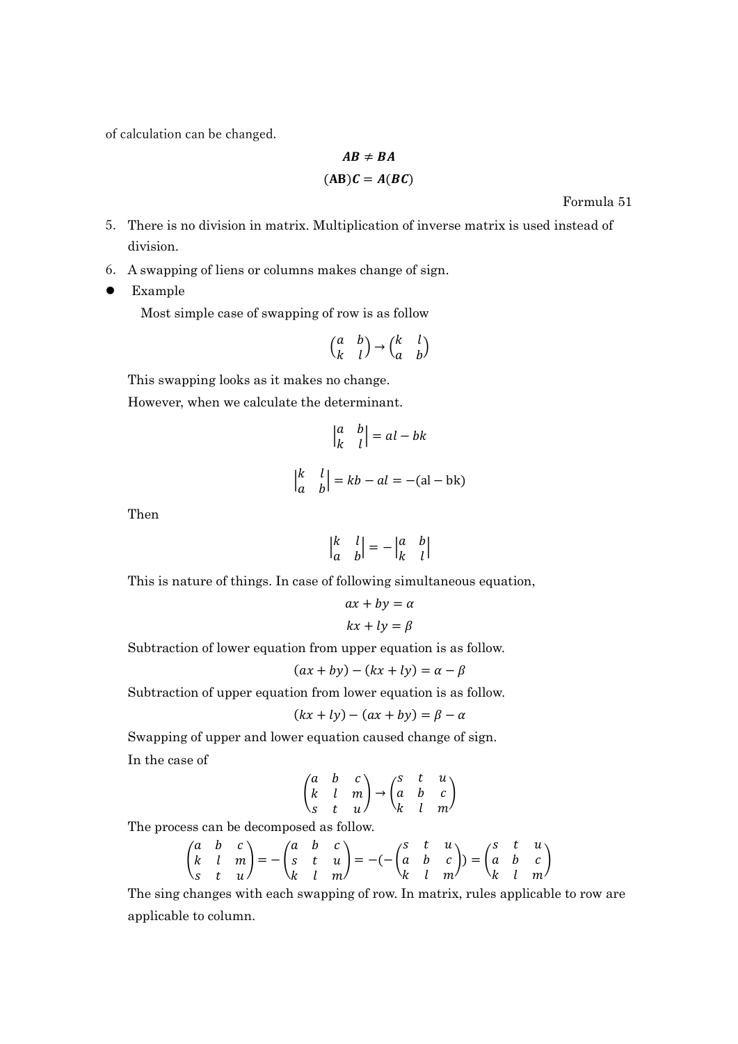of calculation can be changed.

$$\boldsymbol{AB} \neq \boldsymbol{BA}$$

$$(\mathbf{AB})\boldsymbol{C} = \boldsymbol{A}(\boldsymbol{BC})$$

Formula 51

5. There is no division in matrix. Multiplication of inverse matrix is used instead of division.
6. A swapping of liens or columns makes change of sign.

- Example

  Most simple case of swapping of row is as follow

$$\begin{pmatrix} a & b \\ k & l \end{pmatrix} \rightarrow \begin{pmatrix} k & l \\ a & b \end{pmatrix}$$

This swapping looks as it makes no change.

However, when we calculate the determinant.

$$\begin{vmatrix} a & b \\ k & l \end{vmatrix} = al - bk$$

$$\begin{vmatrix} k & l \\ a & b \end{vmatrix} = kb - al = -(\mathrm{al} - \mathrm{bk})$$

Then

$$\begin{vmatrix} k & l \\ a & b \end{vmatrix} = -\begin{vmatrix} a & b \\ k & l \end{vmatrix}$$

This is nature of things. In case of following simultaneous equation,

$$ax + by = \alpha$$

$$kx + ly = \beta$$

Subtraction of lower equation from upper equation is as follow.

$$(ax + by) - (kx + ly) = \alpha - \beta$$

Subtraction of upper equation from lower equation is as follow.

$$(kx + ly) - (ax + by) = \beta - \alpha$$

Swapping of upper and lower equation caused change of sign.

In the case of

$$\begin{pmatrix} a & b & c \\ k & l & m \\ s & t & u \end{pmatrix} \rightarrow \begin{pmatrix} s & t & u \\ a & b & c \\ k & l & m \end{pmatrix}$$

The process can be decomposed as follow.

$$\begin{pmatrix} a & b & c \\ k & l & m \\ s & t & u \end{pmatrix} = -\begin{pmatrix} a & b & c \\ s & t & u \\ k & l & m \end{pmatrix} = -(-\begin{pmatrix} s & t & u \\ a & b & c \\ k & l & m \end{pmatrix}) = \begin{pmatrix} s & t & u \\ a & b & c \\ k & l & m \end{pmatrix}$$

The sing changes with each swapping of row. In matrix, rules applicable to row are applicable to column.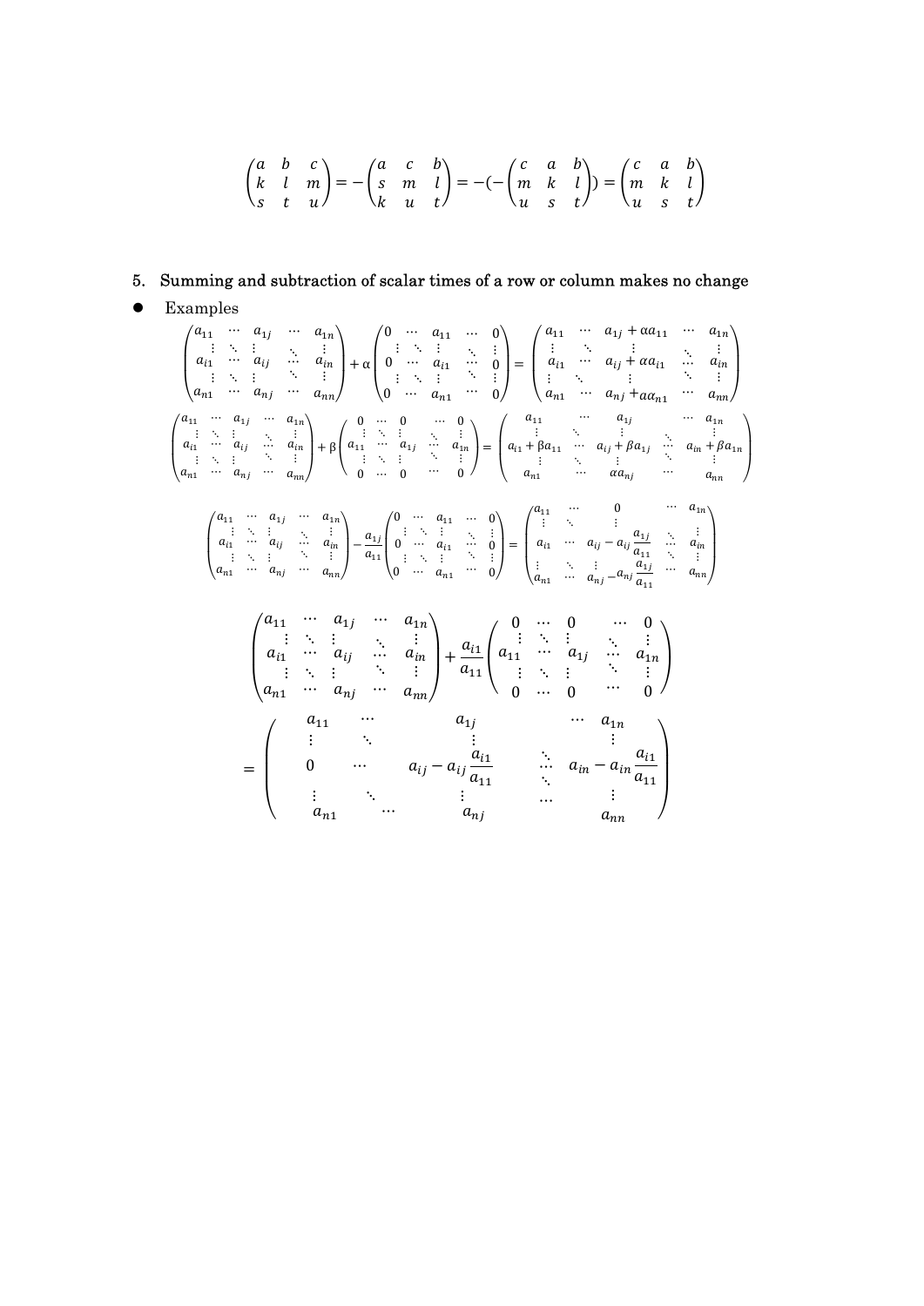$$\begin{pmatrix} a & b & c \\ k & l & m \\ s & t & u \end{pmatrix} = -\begin{pmatrix} a & c & b \\ s & m & l \\ k & u & t \end{pmatrix} = -(-\begin{pmatrix} c & a & b \\ m & k & l \\ u & s & t \end{pmatrix}) = \begin{pmatrix} c & a & b \\ m & k & l \\ u & s & t \end{pmatrix}$$

5. **Summing and subtraction of scalar times of a row or column makes no change**

- Examples

$$\begin{pmatrix} a_{11} & \cdots & a_{1j} & \cdots & a_{1n} \\ \vdots & \ddots & \vdots & \ddots & \vdots \\ a_{i1} & \cdots & a_{ij} & \cdots & a_{in} \\ \vdots & \ddots & \vdots & \ddots & \vdots \\ a_{n1} & \cdots & a_{nj} & \cdots & a_{nn} \end{pmatrix} + \alpha \begin{pmatrix} 0 & \cdots & a_{11} & \cdots & 0 \\ \vdots & \ddots & \vdots & \ddots & \vdots \\ 0 & \cdots & a_{i1} & \cdots & 0 \\ \vdots & \ddots & \vdots & \ddots & \vdots \\ 0 & \cdots & a_{n1} & \cdots & 0 \end{pmatrix} = \begin{pmatrix} a_{11} & \cdots & a_{1j} + \alpha a_{11} & \cdots & a_{1n} \\ \vdots & \ddots & \vdots & & \vdots \\ a_{i1} & \cdots & a_{ij} + \alpha a_{i1} & \cdots & a_{in} \\ \vdots & \ddots & \vdots & \ddots & \vdots \\ a_{n1} & \cdots & a_{nj} + a\alpha_{n1} & \cdots & a_{nn} \end{pmatrix}$$

$$\begin{pmatrix} a_{11} & \cdots & a_{1j} & \cdots & a_{1n} \\ \vdots & \ddots & \vdots & \ddots & \vdots \\ a_{i1} & \cdots & a_{ij} & \cdots & a_{in} \\ \vdots & \ddots & \vdots & \ddots & \vdots \\ a_{n1} & \cdots & a_{nj} & \cdots & a_{nn} \end{pmatrix} + \beta \begin{pmatrix} 0 & \cdots & 0 & \cdots & 0 \\ \vdots & \ddots & \vdots & \ddots & \vdots \\ a_{11} & \cdots & a_{1j} & \cdots & a_{1n} \\ \vdots & \ddots & \vdots & \ddots & \vdots \\ 0 & \cdots & 0 & \cdots & 0 \end{pmatrix} = \begin{pmatrix} a_{11} & \cdots & a_{1j} & \cdots & a_{1n} \\ \vdots & \ddots & \vdots & \ddots & \vdots \\ a_{i1} + \beta a_{11} & \cdots & a_{ij} + \beta a_{1j} & \cdots & a_{in} + \beta a_{1n} \\ \vdots & \ddots & \vdots & \ddots & \vdots \\ a_{n1} & \cdots & \alpha a_{nj} & \cdots & a_{nn} \end{pmatrix}$$

$$\begin{pmatrix} a_{11} & \cdots & a_{1j} & \cdots & a_{1n} \\ \vdots & \ddots & \vdots & \ddots & \vdots \\ a_{i1} & \cdots & a_{ij} & \cdots & a_{in} \\ \vdots & \ddots & \vdots & \ddots & \vdots \\ a_{n1} & \cdots & a_{nj} & \cdots & a_{nn} \end{pmatrix} - \frac{a_{1j}}{a_{11}} \begin{pmatrix} 0 & \cdots & a_{11} & \cdots & 0 \\ \vdots & \ddots & \vdots & \ddots & \vdots \\ 0 & \cdots & a_{i1} & \cdots & 0 \\ \vdots & \ddots & \vdots & \ddots & \vdots \\ 0 & \cdots & a_{n1} & \cdots & 0 \end{pmatrix} = \begin{pmatrix} a_{11} & \cdots & 0 & \cdots & a_{1n} \\ \vdots & \ddots & \vdots & & \vdots \\ a_{i1} & \cdots & a_{ij} - a_{ij}\dfrac{a_{1j}}{a_{11}} & \cdots & a_{in} \\ \vdots & \ddots & \vdots & \ddots & \vdots \\ a_{n1} & \cdots & a_{nj} - a_{nj}\dfrac{a_{1j}}{a_{11}} & \cdots & a_{nn} \end{pmatrix}$$

$$\begin{pmatrix} a_{11} & \cdots & a_{1j} & \cdots & a_{1n} \\ \vdots & \ddots & \vdots & \ddots & \vdots \\ a_{i1} & \cdots & a_{ij} & \cdots & a_{in} \\ \vdots & \ddots & \vdots & \ddots & \vdots \\ a_{n1} & \cdots & a_{nj} & \cdots & a_{nn} \end{pmatrix} + \frac{a_{i1}}{a_{11}} \begin{pmatrix} 0 & \cdots & 0 & \cdots & 0 \\ \vdots & \ddots & \vdots & \ddots & \vdots \\ a_{11} & \cdots & a_{1j} & \cdots & a_{1n} \\ \vdots & \ddots & \vdots & \ddots & \vdots \\ 0 & \cdots & 0 & \cdots & 0 \end{pmatrix}$$

$$= \begin{pmatrix} a_{11} & \cdots & a_{1j} & \cdots & a_{1n} \\ \vdots & \ddots & \vdots & & \vdots \\ 0 & \cdots & a_{ij} - a_{ij}\dfrac{a_{i1}}{a_{11}} & \cdots & a_{in} - a_{in}\dfrac{a_{i1}}{a_{11}} \\ \vdots & \ddots & \vdots & \cdots & \vdots \\ a_{n1} & \cdots & a_{nj} & & a_{nn} \end{pmatrix}$$